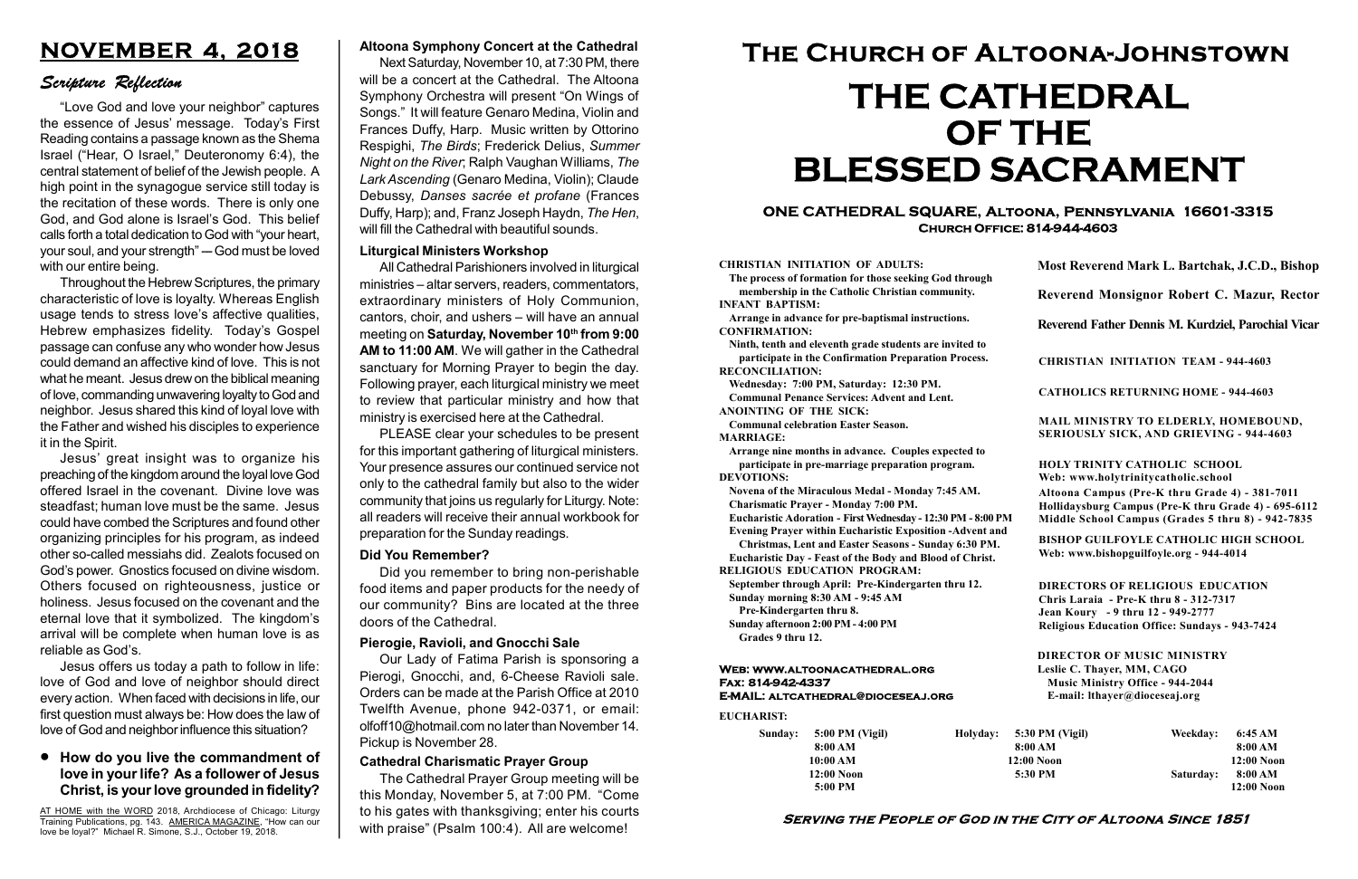# NOVEMBER 4, 2018

## Scripture Reflection

"Love God and love your neighbor" captures the essence of Jesus' message. Today's First Reading contains a passage known as the Shema Israel ("Hear, O Israel," Deuteronomy 6:4), the central statement of belief of the Jewish people. A high point in the synagogue service still today is the recitation of these words. There is only one God, and God alone is Israel's God. This belief calls forth a total dedication to God with "your heart, your soul, and your strength" — God must be loved with our entire being.

Throughout the Hebrew Scriptures, the primary characteristic of love is loyalty. Whereas English usage tends to stress love's affective qualities, Hebrew emphasizes fidelity. Today's Gospel passage can confuse any who wonder how Jesus could demand an affective kind of love. This is not what he meant. Jesus drew on the biblical meaning of love, commanding unwavering loyalty to God and neighbor. Jesus shared this kind of loyal love with the Father and wished his disciples to experience it in the Spirit.

Jesus' great insight was to organize his preaching of the kingdom around the loyal love God offered Israel in the covenant. Divine love was steadfast; human love must be the same. Jesus could have combed the Scriptures and found other organizing principles for his program, as indeed other so-called messiahs did. Zealots focused on God's power. Gnostics focused on divine wisdom. Others focused on righteousness, justice or holiness. Jesus focused on the covenant and the eternal love that it symbolized. The kingdom's arrival will be complete when human love is as reliable as God's.

Jesus offers us today a path to follow in life: love of God and love of neighbor should direct every action. When faced with decisions in life, our first question must always be: How does the law of love of God and neighbor influence this situation?

- **How do you live the commandment of love in your life? As a follower of Jesus Christ, is your love grounded in fidelity?**

AT HOME with the WORD 2018, Archdiocese of Chicago: Liturgy Training Publications, pg. 143. AMERICA MAGAZINE, "How can our love be loyal?" Michael R. Simone, S.J., October 19, 2018.

### Altoona Symphony Concert at the Cathedral

Next Saturday, November 10, at 7:30 PM, there will be a concert at the Cathedral. The Altoona Symphony Orchestra will present "On Wings of Songs." It will feature Genaro Medina, Violin and Frances Duffy, Harp. Music written by Ottorino Respighi, *The Birds*; Frederick Delius, *Summer Night on the River*; Ralph Vaughan Williams, *The Lark Ascending* (Genaro Medina, Violin); Claude Debussy, *Danses sacrée et profane* (Frances Duffy, Harp); and, Franz Joseph Haydn, *The Hen*, will fill the Cathedral with beautiful sounds.

### Liturgical Ministers Workshop

All Cathedral Parishioners involved in liturgical ministries – altar servers, readers, commentators, extraordinary ministers of Holy Communion, cantors, choir, and ushers – will have an annual meeting on **Saturday, November 10th from 9:00 AM to 11:00 AM**. We will gather in the Cathedral sanctuary for Morning Prayer to begin the day. Following prayer, each liturgical ministry we meet to review that particular ministry and how that ministry is exercised here at the Cathedral.

PLEASE clear your schedules to be present for this important gathering of liturgical ministers. Your presence assures our continued service not only to the cathedral family but also to the wider community that joins us regularly for Liturgy. Note: all readers will receive their annual workbook for preparation for the Sunday readings.

### Did You Remember?

Did you remember to bring non-perishable food items and paper products for the needy of our community? Bins are located at the three doors of the Cathedral.

### Pierogie, Ravioli, and Gnocchi Sale

Our Lady of Fatima Parish is sponsoring a Pierogi, Gnocchi, and, 6-Cheese Ravioli sale. Orders can be made at the Parish Office at 2010 Twelfth Avenue, phone 942-0371, or email: olfoff10@hotmail.com no later than November 14. Pickup is November 28.

### Cathedral Charismatic Prayer Group

The Cathedral Prayer Group meeting will be this Monday, November 5, at 7:00 PM. "Come to his gates with thanksgiving; enter his courts with praise" (Psalm 100:4). All are welcome!

# The Church of Altoona-Johnstown

# THE CATHEDRAL OF THE BLESSED SACRAMENT

**ONE CATHEDRAL SQUARE, Altoona, Pennsylvania 16601-3315**
**Church Office: 814-944-4603**

**CHRISTIAN INITIATION OF ADULTS:**
The process of formation for those seeking God through membership in the Catholic Christian community.
**INFANT BAPTISM:**
Arrange in advance for pre-baptismal instructions.
**CONFIRMATION:**
Ninth, tenth and eleventh grade students are invited to participate in the Confirmation Preparation Process.
**RECONCILIATION:**
Wednesday: 7:00 PM, Saturday: 12:30 PM.
Communal Penance Services: Advent and Lent.
**ANOINTING OF THE SICK:**
Communal celebration Easter Season.
**MARRIAGE:**
Arrange nine months in advance. Couples expected to participate in pre-marriage preparation program.
**DEVOTIONS:**
Novena of the Miraculous Medal - Monday 7:45 AM.
Charismatic Prayer - Monday 7:00 PM.
Eucharistic Adoration - First Wednesday - 12:30 PM - 8:00 PM
Evening Prayer within Eucharistic Exposition -Advent and Christmas, Lent and Easter Seasons - Sunday 6:30 PM.
Eucharistic Day - Feast of the Body and Blood of Christ.
**RELIGIOUS EDUCATION PROGRAM:**
September through April: Pre-Kindergarten thru 12.
Sunday morning 8:30 AM - 9:45 AM
Pre-Kindergarten thru 8.
Sunday afternoon 2:00 PM - 4:00 PM
Grades 9 thru 12.

**Web: www.altoonacathedral.org**
**Fax: 814-942-4337**
**E-MAIL: altcathedral@dioceseaj.org**

**Most Reverend Mark L. Bartchak, J.C.D., Bishop**

**Reverend Monsignor Robert C. Mazur, Rector**

**Reverend Father Dennis M. Kurdziel, Parochial Vicar**

**CHRISTIAN INITIATION TEAM - 944-4603**

**CATHOLICS RETURNING HOME - 944-4603**

**MAIL MINISTRY TO ELDERLY, HOMEBOUND, SERIOUSLY SICK, AND GRIEVING - 944-4603**

**HOLY TRINITY CATHOLIC SCHOOL**
**Web: www.holytrinitycatholic.school**
**Altoona Campus (Pre-K thru Grade 4) - 381-7011**
**Hollidaysburg Campus (Pre-K thru Grade 4) - 695-6112**
**Middle School Campus (Grades 5 thru 8) - 942-7835**

**BISHOP GUILFOYLE CATHOLIC HIGH SCHOOL**
**Web: www.bishopguilfoyle.org - 944-4014**

**DIRECTORS OF RELIGIOUS EDUCATION**
**Chris Laraia - Pre-K thru 8 - 312-7317**
**Jean Koury - 9 thru 12 - 949-2777**
**Religious Education Office: Sundays - 943-7424**

**DIRECTOR OF MUSIC MINISTRY**
**Leslie C. Thayer, MM, CAGO**
**Music Ministry Office - 944-2044**
**E-mail: lthayer@dioceseaj.org**

**EUCHARIST:**

| Sunday: | 5:00 PM (Vigil) | Holyday: | 5:30 PM (Vigil) | Weekday: | 6:45 AM |
|---|---|---|---|---|---|
| | 8:00 AM | | 8:00 AM | | 8:00 AM |
| | 10:00 AM | | 12:00 Noon | | 12:00 Noon |
| | 12:00 Noon | | 5:30 PM | Saturday: | 8:00 AM |
| | 5:00 PM | | | | 12:00 Noon |

**Serving the People of God in the City of Altoona Since 1851**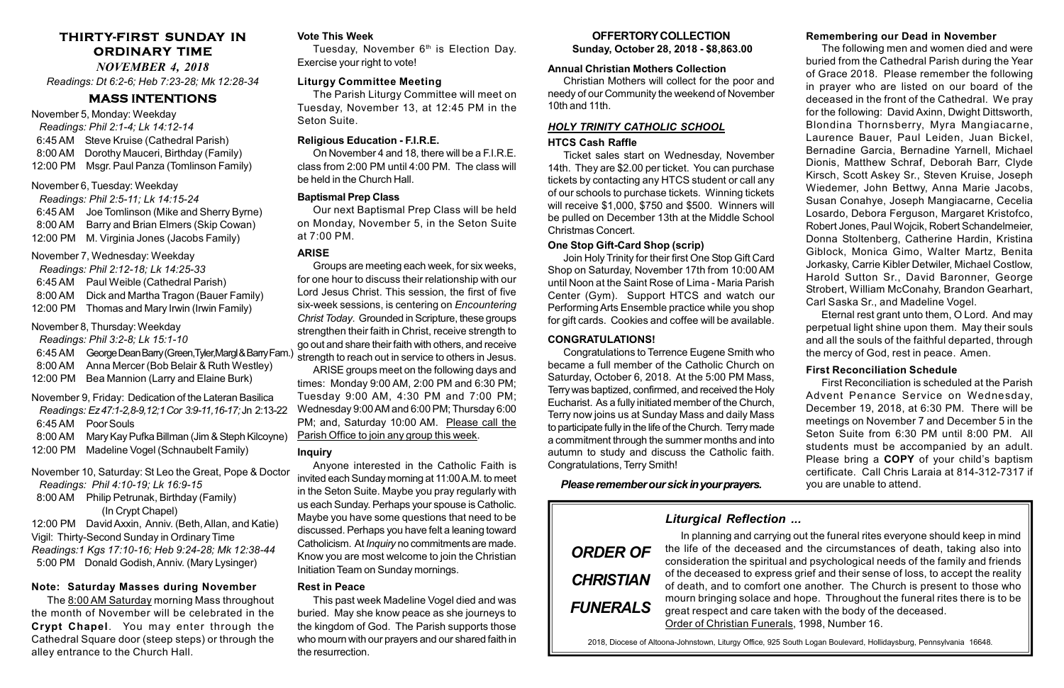## THIRTY-FIRST SUNDAY IN ORDINARY TIME

*NOVEMBER 4, 2018*

*Readings: Dt 6:2-6; Heb 7:23-28; Mk 12:28-34*

## MASS INTENTIONS

November 5, Monday: Weekday
*Readings: Phil 2:1-4; Lk 14:12-14*
6:45 AM Steve Kruise (Cathedral Parish)
8:00 AM Dorothy Mauceri, Birthday (Family)
12:00 PM Msgr. Paul Panza (Tomlinson Family)

November 6, Tuesday: Weekday
*Readings: Phil 2:5-11; Lk 14:15-24*
6:45 AM Joe Tomlinson (Mike and Sherry Byrne)
8:00 AM Barry and Brian Elmers (Skip Cowan)
12:00 PM M. Virginia Jones (Jacobs Family)

November 7, Wednesday: Weekday
*Readings: Phil 2:12-18; Lk 14:25-33*
6:45 AM Paul Weible (Cathedral Parish)
8:00 AM Dick and Martha Tragon (Bauer Family)
12:00 PM Thomas and Mary Irwin (Irwin Family)

November 8, Thursday: Weekday
*Readings: Phil 3:2-8; Lk 15:1-10*
6:45 AM George Dean Barry (Green, Tyler, Margl & Barry Fam.)
8:00 AM Anna Mercer (Bob Belair & Ruth Westley)
12:00 PM Bea Mannion (Larry and Elaine Burk)

November 9, Friday: Dedication of the Lateran Basilica
*Readings: Ez 47:1-2,8-9,12;1 Cor 3:9-11,16-17; Jn 2:13-22*
6:45 AM Poor Souls
8:00 AM Mary Kay Pufka Billman (Jim & Steph Kilcoyne)
12:00 PM Madeline Vogel (Schnaubelt Family)

November 10, Saturday: St Leo the Great, Pope & Doctor
*Readings: Phil 4:10-19; Lk 16:9-15*
8:00 AM Philip Petrunak, Birthday (Family)
(In Crypt Chapel)
12:00 PM David Axxin, Anniv. (Beth, Allan, and Katie)
Vigil: Thirty-Second Sunday in Ordinary Time
*Readings:1 Kgs 17:10-16; Heb 9:24-28; Mk 12:38-44*
5:00 PM Donald Godish, Anniv. (Mary Lysinger)

### Note: Saturday Masses during November

The 8:00 AM Saturday morning Mass throughout the month of November will be celebrated in the **Crypt Chapel**. You may enter through the Cathedral Square door (steep steps) or through the alley entrance to the Church Hall.

### Vote This Week

Tuesday, November 6th is Election Day. Exercise your right to vote!

### Liturgy Committee Meeting

The Parish Liturgy Committee will meet on Tuesday, November 13, at 12:45 PM in the Seton Suite.

### Religious Education - F.I.R.E.

On November 4 and 18, there will be a F.I.R.E. class from 2:00 PM until 4:00 PM. The class will be held in the Church Hall.

### Baptismal Prep Class

Our next Baptismal Prep Class will be held on Monday, November 5, in the Seton Suite at 7:00 PM.

### ARISE

Groups are meeting each week, for six weeks, for one hour to discuss their relationship with our Lord Jesus Christ. This session, the first of five six-week sessions, is centering on *Encountering Christ Today*. Grounded in Scripture, these groups strengthen their faith in Christ, receive strength to go out and share their faith with others, and receive strength to reach out in service to others in Jesus.

ARISE groups meet on the following days and times: Monday 9:00 AM, 2:00 PM and 6:30 PM; Tuesday 9:00 AM, 4:30 PM and 7:00 PM; Wednesday 9:00 AM and 6:00 PM; Thursday 6:00 PM; and, Saturday 10:00 AM. Please call the Parish Office to join any group this week.

### Inquiry

Anyone interested in the Catholic Faith is invited each Sunday morning at 11:00 A.M. to meet in the Seton Suite. Maybe you pray regularly with us each Sunday. Perhaps your spouse is Catholic. Maybe you have some questions that need to be discussed. Perhaps you have felt a leaning toward Catholicism. At *Inquiry* no commitments are made. Know you are most welcome to join the Christian Initiation Team on Sunday mornings.

### Rest in Peace

This past week Madeline Vogel died and was buried. May she know peace as she journeys to the kingdom of God. The Parish supports those who mourn with our prayers and our shared faith in the resurrection.

### OFFERTORY COLLECTION
**Sunday, October 28, 2018 - $8,863.00**

### Annual Christian Mothers Collection

Christian Mothers will collect for the poor and needy of our Community the weekend of November 10th and 11th.

### *HOLY TRINITY CATHOLIC SCHOOL*

### HTCS Cash Raffle

Ticket sales start on Wednesday, November 14th. They are $2.00 per ticket. You can purchase tickets by contacting any HTCS student or call any of our schools to purchase tickets. Winning tickets will receive $1,000, $750 and $500. Winners will be pulled on December 13th at the Middle School Christmas Concert.

### One Stop Gift-Card Shop (scrip)

Join Holy Trinity for their first One Stop Gift Card Shop on Saturday, November 17th from 10:00 AM until Noon at the Saint Rose of Lima - Maria Parish Center (Gym). Support HTCS and watch our Performing Arts Ensemble practice while you shop for gift cards. Cookies and coffee will be available.

### CONGRATULATIONS!

Congratulations to Terrence Eugene Smith who became a full member of the Catholic Church on Saturday, October 6, 2018. At the 5:00 PM Mass, Terry was baptized, confirmed, and received the Holy Eucharist. As a fully initiated member of the Church, Terry now joins us at Sunday Mass and daily Mass to participate fully in the life of the Church. Terry made a commitment through the summer months and into autumn to study and discuss the Catholic faith. Congratulations, Terry Smith!

***Please remember our sick in your prayers.***

### Remembering our Dead in November

The following men and women died and were buried from the Cathedral Parish during the Year of Grace 2018. Please remember the following in prayer who are listed on our board of the deceased in the front of the Cathedral. We pray for the following: David Axinn, Dwight Dittsworth, Blondina Thornsberry, Myra Mangiacarne, Laurence Bauer, Paul Leiden, Juan Bickel, Bernadine Garcia, Bernadine Yarnell, Michael Dionis, Matthew Schraf, Deborah Barr, Clyde Kirsch, Scott Askey Sr., Steven Kruise, Joseph Wiedemer, John Bettwy, Anna Marie Jacobs, Susan Conahye, Joseph Mangiacarne, Cecelia Losardo, Debora Ferguson, Margaret Kristofco, Robert Jones, Paul Wojcik, Robert Schandelmeier, Donna Stoltenberg, Catherine Hardin, Kristina Giblock, Monica Gimo, Walter Martz, Benita Jorkasky, Carrie Kibler Detwiler, Michael Costlow, Harold Sutton Sr., David Baronner, George Strobert, William McConahy, Brandon Gearhart, Carl Saska Sr., and Madeline Vogel.

Eternal rest grant unto them, O Lord. And may perpetual light shine upon them. May their souls and all the souls of the faithful departed, through the mercy of God, rest in peace. Amen.

### First Reconciliation Schedule

First Reconciliation is scheduled at the Parish Advent Penance Service on Wednesday, December 19, 2018, at 6:30 PM. There will be meetings on November 7 and December 5 in the Seton Suite from 6:30 PM until 8:00 PM. All students must be accompanied by an adult. Please bring a **COPY** of your child's baptism certificate. Call Chris Laraia at 814-312-7317 if you are unable to attend.

### *Liturgical Reflection ...*

***ORDER OF CHRISTIAN FUNERALS***

In planning and carrying out the funeral rites everyone should keep in mind the life of the deceased and the circumstances of death, taking also into consideration the spiritual and psychological needs of the family and friends of the deceased to express grief and their sense of loss, to accept the reality of death, and to comfort one another. The Church is present to those who mourn bringing solace and hope. Throughout the funeral rites there is to be great respect and care taken with the body of the deceased.
Order of Christian Funerals, 1998, Number 16.

2018, Diocese of Altoona-Johnstown, Liturgy Office, 925 South Logan Boulevard, Hollidaysburg, Pennsylvania 16648.